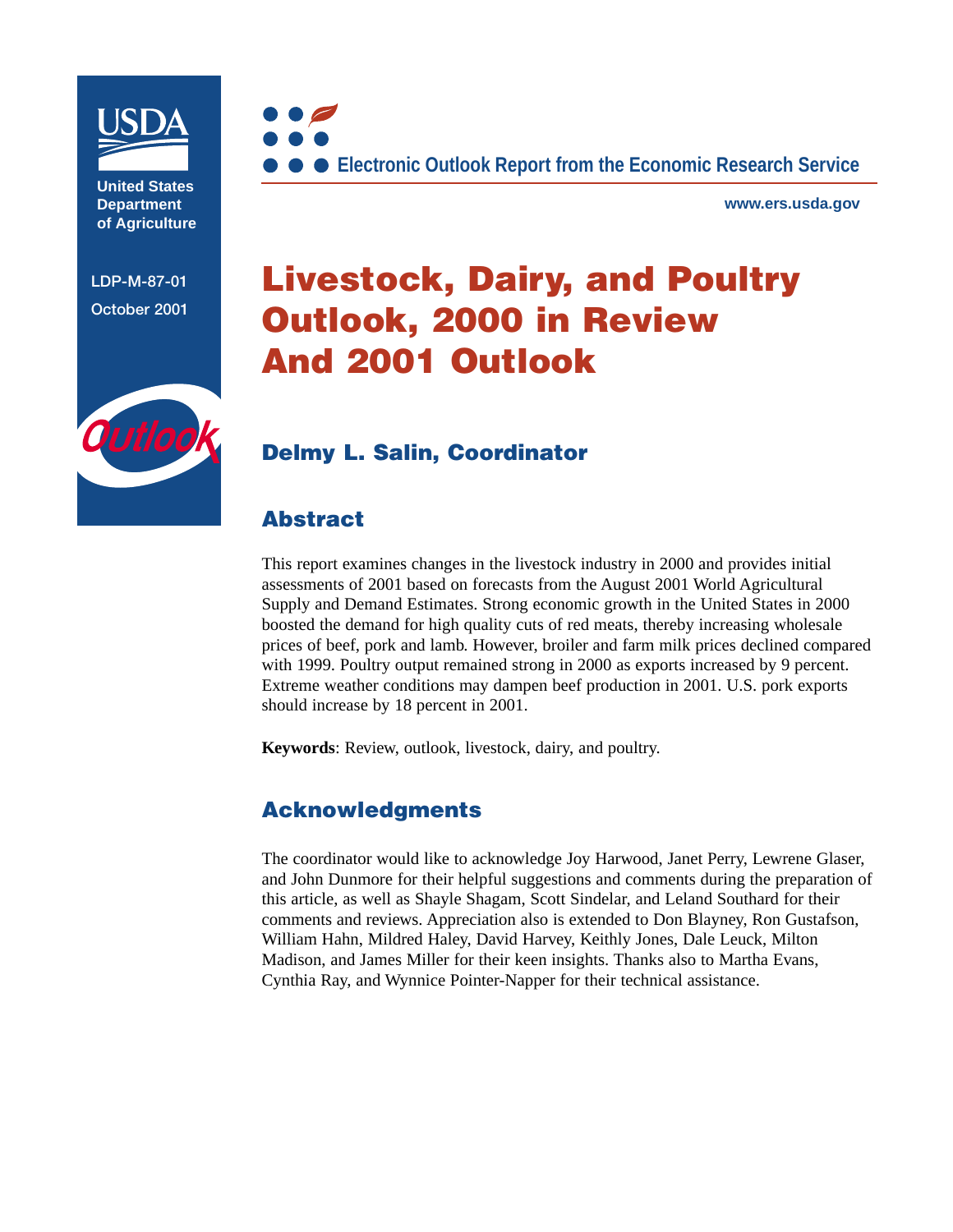United States Department of Agriculture

LDP-M-87-01

October 2001

Electronic Outlook Report from the Economic Research Service

www.ers.usda.gov

# Livestock, Dairy, and Poultry Outlook, 2000 in Review And 2001 Outlook

## Delmy L. Salin, Coordinator

## Abstract

This report examines changes in the livestock industry in 2000 and provides initial assessments of 2001 based on forecasts from the August 2001 World Agricultural Supply and Demand Estimates. Strong economic growth in the United States in 2000 boosted the demand for high quality cuts of red meats, thereby increasing wholesale prices of beef, pork and lamb. However, broiler and farm milk prices declined compared with 1999. Poultry output remained strong in 2000 as exports increased by 9 percent. Extreme weather conditions may dampen beef production in 2001. U.S. pork exports should increase by 18 percent in 2001.

**Keywords**: Review, outlook, livestock, dairy, and poultry.

## Acknowledgments

The coordinator would like to acknowledge Joy Harwood, Janet Perry, Lewrene Glaser, and John Dunmore for their helpful suggestions and comments during the preparation of this article, as well as Shayle Shagam, Scott Sindelar, and Leland Southard for their comments and reviews. Appreciation also is extended to Don Blayney, Ron Gustafson, William Hahn, Mildred Haley, David Harvey, Keithly Jones, Dale Leuck, Milton Madison, and James Miller for their keen insights. Thanks also to Martha Evans, Cynthia Ray, and Wynnice Pointer-Napper for their technical assistance.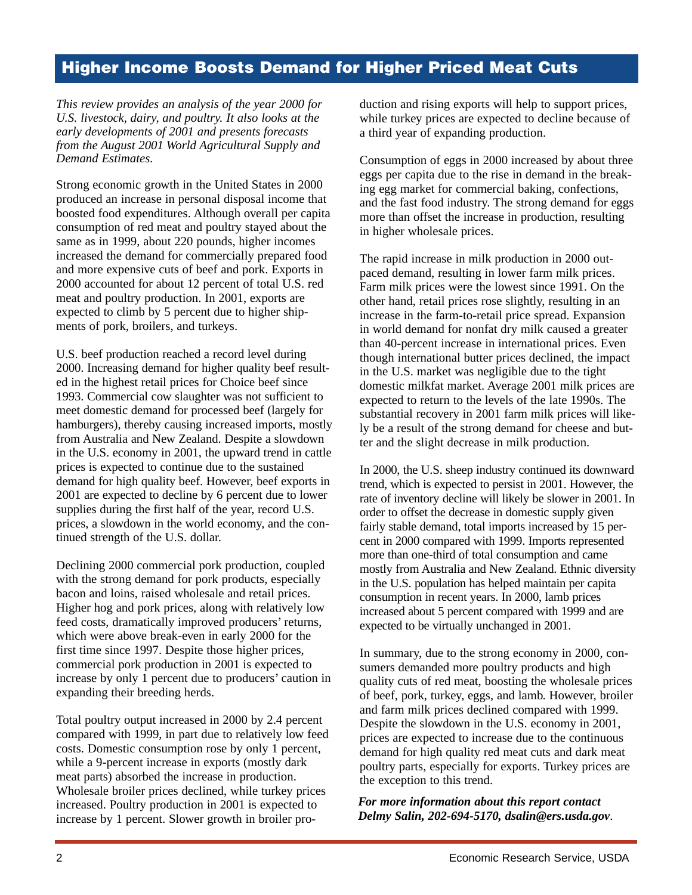## Higher Income Boosts Demand for Higher Priced Meat Cuts

*This review provides an analysis of the year 2000 for U.S. livestock, dairy, and poultry. It also looks at the early developments of 2001 and presents forecasts from the August 2001 World Agricultural Supply and Demand Estimates.*

Strong economic growth in the United States in 2000 produced an increase in personal disposal income that boosted food expenditures. Although overall per capita consumption of red meat and poultry stayed about the same as in 1999, about 220 pounds, higher incomes increased the demand for commercially prepared food and more expensive cuts of beef and pork. Exports in 2000 accounted for about 12 percent of total U.S. red meat and poultry production. In 2001, exports are expected to climb by 5 percent due to higher shipments of pork, broilers, and turkeys.

U.S. beef production reached a record level during 2000. Increasing demand for higher quality beef resulted in the highest retail prices for Choice beef since 1993. Commercial cow slaughter was not sufficient to meet domestic demand for processed beef (largely for hamburgers), thereby causing increased imports, mostly from Australia and New Zealand. Despite a slowdown in the U.S. economy in 2001, the upward trend in cattle prices is expected to continue due to the sustained demand for high quality beef. However, beef exports in 2001 are expected to decline by 6 percent due to lower supplies during the first half of the year, record U.S. prices, a slowdown in the world economy, and the continued strength of the U.S. dollar.

Declining 2000 commercial pork production, coupled with the strong demand for pork products, especially bacon and loins, raised wholesale and retail prices. Higher hog and pork prices, along with relatively low feed costs, dramatically improved producers' returns, which were above break-even in early 2000 for the first time since 1997. Despite those higher prices, commercial pork production in 2001 is expected to increase by only 1 percent due to producers' caution in expanding their breeding herds.

Total poultry output increased in 2000 by 2.4 percent compared with 1999, in part due to relatively low feed costs. Domestic consumption rose by only 1 percent, while a 9-percent increase in exports (mostly dark meat parts) absorbed the increase in production. Wholesale broiler prices declined, while turkey prices increased. Poultry production in 2001 is expected to increase by 1 percent. Slower growth in broiler production and rising exports will help to support prices, while turkey prices are expected to decline because of a third year of expanding production.

Consumption of eggs in 2000 increased by about three eggs per capita due to the rise in demand in the breaking egg market for commercial baking, confections, and the fast food industry. The strong demand for eggs more than offset the increase in production, resulting in higher wholesale prices.

The rapid increase in milk production in 2000 outpaced demand, resulting in lower farm milk prices. Farm milk prices were the lowest since 1991. On the other hand, retail prices rose slightly, resulting in an increase in the farm-to-retail price spread. Expansion in world demand for nonfat dry milk caused a greater than 40-percent increase in international prices. Even though international butter prices declined, the impact in the U.S. market was negligible due to the tight domestic milkfat market. Average 2001 milk prices are expected to return to the levels of the late 1990s. The substantial recovery in 2001 farm milk prices will likely be a result of the strong demand for cheese and butter and the slight decrease in milk production.

In 2000, the U.S. sheep industry continued its downward trend, which is expected to persist in 2001. However, the rate of inventory decline will likely be slower in 2001. In order to offset the decrease in domestic supply given fairly stable demand, total imports increased by 15 percent in 2000 compared with 1999. Imports represented more than one-third of total consumption and came mostly from Australia and New Zealand. Ethnic diversity in the U.S. population has helped maintain per capita consumption in recent years. In 2000, lamb prices increased about 5 percent compared with 1999 and are expected to be virtually unchanged in 2001.

In summary, due to the strong economy in 2000, consumers demanded more poultry products and high quality cuts of red meat, boosting the wholesale prices of beef, pork, turkey, eggs, and lamb. However, broiler and farm milk prices declined compared with 1999. Despite the slowdown in the U.S. economy in 2001, prices are expected to increase due to the continuous demand for high quality red meat cuts and dark meat poultry parts, especially for exports. Turkey prices are the exception to this trend.

***For more information about this report contact Delmy Salin, 202-694-5170, dsalin@ers.usda.gov*.**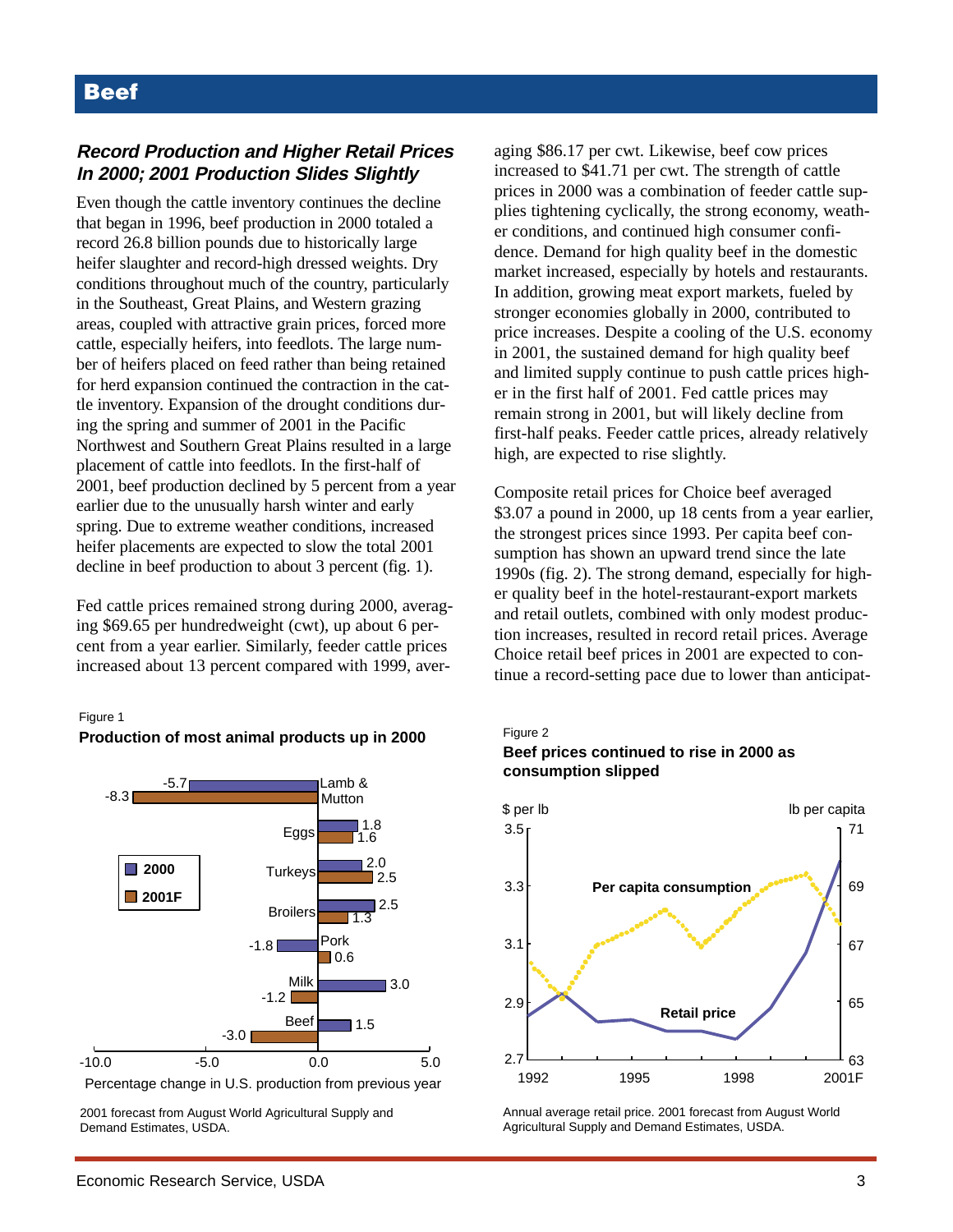# Beef

## *Record Production and Higher Retail Prices In 2000; 2001 Production Slides Slightly*

Even though the cattle inventory continues the decline that began in 1996, beef production in 2000 totaled a record 26.8 billion pounds due to historically large heifer slaughter and record-high dressed weights. Dry conditions throughout much of the country, particularly in the Southeast, Great Plains, and Western grazing areas, coupled with attractive grain prices, forced more cattle, especially heifers, into feedlots. The large number of heifers placed on feed rather than being retained for herd expansion continued the contraction in the cattle inventory. Expansion of the drought conditions during the spring and summer of 2001 in the Pacific Northwest and Southern Great Plains resulted in a large placement of cattle into feedlots. In the first-half of 2001, beef production declined by 5 percent from a year earlier due to the unusually harsh winter and early spring. Due to extreme weather conditions, increased heifer placements are expected to slow the total 2001 decline in beef production to about 3 percent (fig. 1).

Fed cattle prices remained strong during 2000, averaging $69.65 per hundredweight (cwt), up about 6 percent from a year earlier. Similarly, feeder cattle prices increased about 13 percent compared with 1999, averaging $86.17 per cwt. Likewise, beef cow prices increased to $41.71 per cwt. The strength of cattle prices in 2000 was a combination of feeder cattle supplies tightening cyclically, the strong economy, weather conditions, and continued high consumer confidence. Demand for high quality beef in the domestic market increased, especially by hotels and restaurants. In addition, growing meat export markets, fueled by stronger economies globally in 2000, contributed to price increases. Despite a cooling of the U.S. economy in 2001, the sustained demand for high quality beef and limited supply continue to push cattle prices higher in the first half of 2001. Fed cattle prices may remain strong in 2001, but will likely decline from first-half peaks. Feeder cattle prices, already relatively high, are expected to rise slightly.

Composite retail prices for Choice beef averaged $3.07 a pound in 2000, up 18 cents from a year earlier, the strongest prices since 1993. Per capita beef consumption has shown an upward trend since the late 1990s (fig. 2). The strong demand, especially for higher quality beef in the hotel-restaurant-export markets and retail outlets, combined with only modest production increases, resulted in record retail prices. Average Choice retail beef prices in 2001 are expected to continue a record-setting pace due to lower than anticipat-

Figure 1

**Production of most animal products up in 2000**

Percentage change in U.S. production from previous year

| | 2000 | 2001F |
|---|---|---|
| Lamb & Mutton | -5.7 | -8.3 |
| Eggs | 1.8 | 1.6 |
| Turkeys | 2.0 | 2.5 |
| Broilers | 2.5 | 1.3 |
| Pork | -1.8 | 0.6 |
| Milk | 3.0 | -1.2 |
| Beef | 1.5 | -3.0 |

2001 forecast from August World Agricultural Supply and Demand Estimates, USDA.

Figure 2

**Beef prices continued to rise in 2000 as consumption slipped**

Annual average retail price. 2001 forecast from August World Agricultural Supply and Demand Estimates, USDA.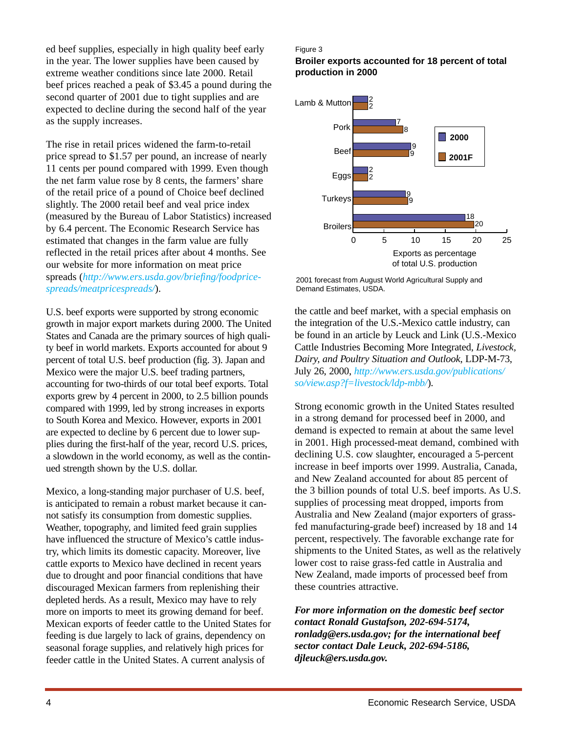ed beef supplies, especially in high quality beef early in the year. The lower supplies have been caused by extreme weather conditions since late 2000. Retail beef prices reached a peak of $3.45 a pound during the second quarter of 2001 due to tight supplies and are expected to decline during the second half of the year as the supply increases.

The rise in retail prices widened the farm-to-retail price spread to $1.57 per pound, an increase of nearly 11 cents per pound compared with 1999. Even though the net farm value rose by 8 cents, the farmers' share of the retail price of a pound of Choice beef declined slightly. The 2000 retail beef and veal price index (measured by the Bureau of Labor Statistics) increased by 6.4 percent. The Economic Research Service has estimated that changes in the farm value are fully reflected in the retail prices after about 4 months. See our website for more information on meat price spreads (*http://www.ers.usda.gov/briefing/foodprice-spreads/meatpricespreads/*).

U.S. beef exports were supported by strong economic growth in major export markets during 2000. The United States and Canada are the primary sources of high quality beef in world markets. Exports accounted for about 9 percent of total U.S. beef production (fig. 3). Japan and Mexico were the major U.S. beef trading partners, accounting for two-thirds of our total beef exports. Total exports grew by 4 percent in 2000, to 2.5 billion pounds compared with 1999, led by strong increases in exports to South Korea and Mexico. However, exports in 2001 are expected to decline by 6 percent due to lower supplies during the first-half of the year, record U.S. prices, a slowdown in the world economy, as well as the continued strength shown by the U.S. dollar.

Mexico, a long-standing major purchaser of U.S. beef, is anticipated to remain a robust market because it cannot satisfy its consumption from domestic supplies. Weather, topography, and limited feed grain supplies have influenced the structure of Mexico's cattle industry, which limits its domestic capacity. Moreover, live cattle exports to Mexico have declined in recent years due to drought and poor financial conditions that have discouraged Mexican farmers from replenishing their depleted herds. As a result, Mexico may have to rely more on imports to meet its growing demand for beef. Mexican exports of feeder cattle to the United States for feeding is due largely to lack of grains, dependency on seasonal forage supplies, and relatively high prices for feeder cattle in the United States. A current analysis of the cattle and beef market, with a special emphasis on the integration of the U.S.-Mexico cattle industry, can be found in an article by Leuck and Link (U.S.-Mexico Cattle Industries Becoming More Integrated, *Livestock, Dairy, and Poultry Situation and Outlook*, LDP-M-73, July 26, 2000, *http://www.ers.usda.gov/publications/so/view.asp?f=livestock/ldp-mbb/*).

Figure 3

**Broiler exports accounted for 18 percent of total production in 2000**

Exports as percentage of total U.S. production

| | 2000 | 2001F |
|---|---|---|
| Lamb & Mutton | 2 | 2 |
| Pork | 7 | 8 |
| Beef | 9 | 9 |
| Eggs | 2 | 2 |
| Turkeys | 9 | 9 |
| Broilers | 18 | 20 |

2001 forecast from August World Agricultural Supply and Demand Estimates, USDA.

Strong economic growth in the United States resulted in a strong demand for processed beef in 2000, and demand is expected to remain at about the same level in 2001. High processed-meat demand, combined with declining U.S. cow slaughter, encouraged a 5-percent increase in beef imports over 1999. Australia, Canada, and New Zealand accounted for about 85 percent of the 3 billion pounds of total U.S. beef imports. As U.S. supplies of processing meat dropped, imports from Australia and New Zealand (major exporters of grass-fed manufacturing-grade beef) increased by 18 and 14 percent, respectively. The favorable exchange rate for shipments to the United States, as well as the relatively lower cost to raise grass-fed cattle in Australia and New Zealand, made imports of processed beef from these countries attractive.

***For more information on the domestic beef sector contact Ronald Gustafson, 202-694-5174, ronladg@ers.usda.gov; for the international beef sector contact Dale Leuck, 202-694-5186, djleuck@ers.usda.gov.***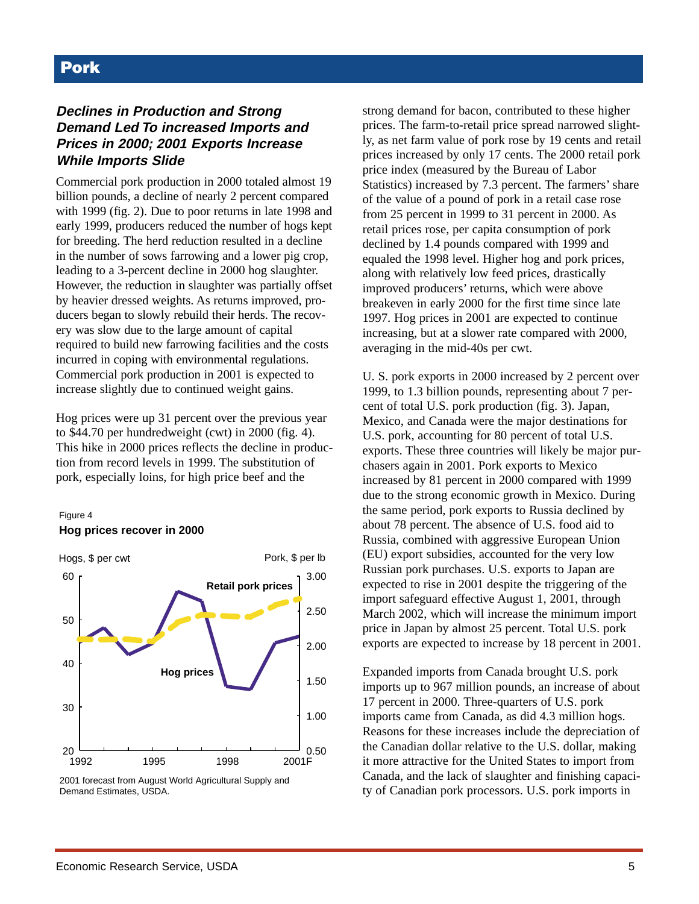# Pork

### *Declines in Production and Strong Demand Led To increased Imports and Prices in 2000; 2001 Exports Increase While Imports Slide*

Commercial pork production in 2000 totaled almost 19 billion pounds, a decline of nearly 2 percent compared with 1999 (fig. 2). Due to poor returns in late 1998 and early 1999, producers reduced the number of hogs kept for breeding. The herd reduction resulted in a decline in the number of sows farrowing and a lower pig crop, leading to a 3-percent decline in 2000 hog slaughter. However, the reduction in slaughter was partially offset by heavier dressed weights. As returns improved, producers began to slowly rebuild their herds. The recovery was slow due to the large amount of capital required to build new farrowing facilities and the costs incurred in coping with environmental regulations. Commercial pork production in 2001 is expected to increase slightly due to continued weight gains.

Hog prices were up 31 percent over the previous year to $44.70 per hundredweight (cwt) in 2000 (fig. 4). This hike in 2000 prices reflects the decline in production from record levels in 1999. The substitution of pork, especially loins, for high price beef and the strong demand for bacon, contributed to these higher prices. The farm-to-retail price spread narrowed slightly, as net farm value of pork rose by 19 cents and retail prices increased by only 17 cents. The 2000 retail pork price index (measured by the Bureau of Labor Statistics) increased by 7.3 percent. The farmers' share of the value of a pound of pork in a retail case rose from 25 percent in 1999 to 31 percent in 2000. As retail prices rose, per capita consumption of pork declined by 1.4 pounds compared with 1999 and equaled the 1998 level. Higher hog and pork prices, along with relatively low feed prices, drastically improved producers' returns, which were above breakeven in early 2000 for the first time since late 1997. Hog prices in 2001 are expected to continue increasing, but at a slower rate compared with 2000, averaging in the mid-40s per cwt.

Figure 4
**Hog prices recover in 2000**

2001 forecast from August World Agricultural Supply and Demand Estimates, USDA.

U. S. pork exports in 2000 increased by 2 percent over 1999, to 1.3 billion pounds, representing about 7 percent of total U.S. pork production (fig. 3). Japan, Mexico, and Canada were the major destinations for U.S. pork, accounting for 80 percent of total U.S. exports. These three countries will likely be major purchasers again in 2001. Pork exports to Mexico increased by 81 percent in 2000 compared with 1999 due to the strong economic growth in Mexico. During the same period, pork exports to Russia declined by about 78 percent. The absence of U.S. food aid to Russia, combined with aggressive European Union (EU) export subsidies, accounted for the very low Russian pork purchases. U.S. exports to Japan are expected to rise in 2001 despite the triggering of the import safeguard effective August 1, 2001, through March 2002, which will increase the minimum import price in Japan by almost 25 percent. Total U.S. pork exports are expected to increase by 18 percent in 2001.

Expanded imports from Canada brought U.S. pork imports up to 967 million pounds, an increase of about 17 percent in 2000. Three-quarters of U.S. pork imports came from Canada, as did 4.3 million hogs. Reasons for these increases include the depreciation of the Canadian dollar relative to the U.S. dollar, making it more attractive for the United States to import from Canada, and the lack of slaughter and finishing capacity of Canadian pork processors. U.S. pork imports in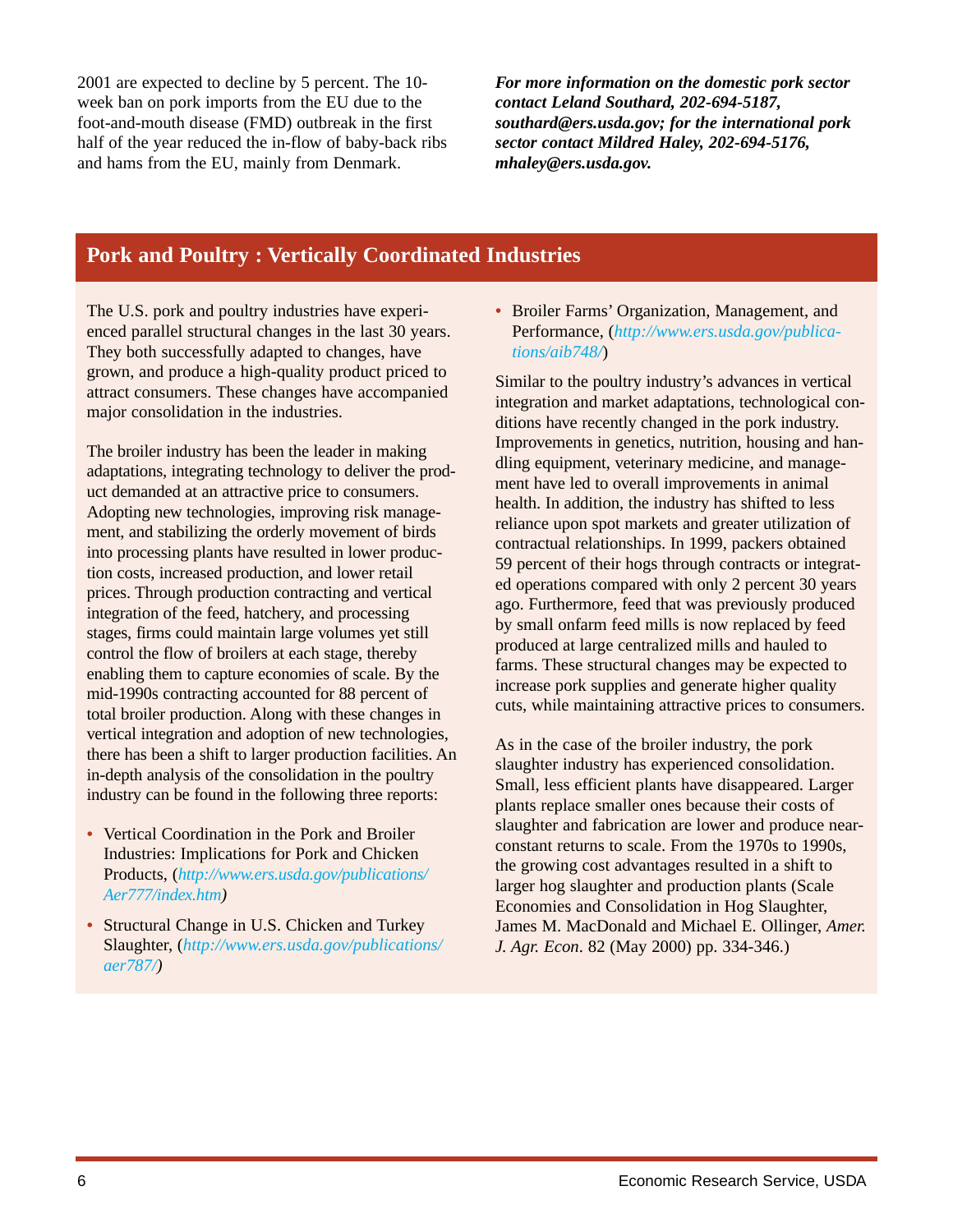2001 are expected to decline by 5 percent. The 10-week ban on pork imports from the EU due to the foot-and-mouth disease (FMD) outbreak in the first half of the year reduced the in-flow of baby-back ribs and hams from the EU, mainly from Denmark.

***For more information on the domestic pork sector contact Leland Southard, 202-694-5187, southard@ers.usda.gov; for the international pork sector contact Mildred Haley, 202-694-5176, mhaley@ers.usda.gov.***

## Pork and Poultry : Vertically Coordinated Industries

The U.S. pork and poultry industries have experienced parallel structural changes in the last 30 years. They both successfully adapted to changes, have grown, and produce a high-quality product priced to attract consumers. These changes have accompanied major consolidation in the industries.

The broiler industry has been the leader in making adaptations, integrating technology to deliver the product demanded at an attractive price to consumers. Adopting new technologies, improving risk management, and stabilizing the orderly movement of birds into processing plants have resulted in lower production costs, increased production, and lower retail prices. Through production contracting and vertical integration of the feed, hatchery, and processing stages, firms could maintain large volumes yet still control the flow of broilers at each stage, thereby enabling them to capture economies of scale. By the mid-1990s contracting accounted for 88 percent of total broiler production. Along with these changes in vertical integration and adoption of new technologies, there has been a shift to larger production facilities. An in-depth analysis of the consolidation in the poultry industry can be found in the following three reports:

- Vertical Coordination in the Pork and Broiler Industries: Implications for Pork and Chicken Products, (*http://www.ers.usda.gov/publications/Aer777/index.htm*)
- Structural Change in U.S. Chicken and Turkey Slaughter, (*http://www.ers.usda.gov/publications/aer787/*)
- Broiler Farms' Organization, Management, and Performance, (*http://www.ers.usda.gov/publications/aib748/*)

Similar to the poultry industry's advances in vertical integration and market adaptations, technological conditions have recently changed in the pork industry. Improvements in genetics, nutrition, housing and handling equipment, veterinary medicine, and management have led to overall improvements in animal health. In addition, the industry has shifted to less reliance upon spot markets and greater utilization of contractual relationships. In 1999, packers obtained 59 percent of their hogs through contracts or integrated operations compared with only 2 percent 30 years ago. Furthermore, feed that was previously produced by small onfarm feed mills is now replaced by feed produced at large centralized mills and hauled to farms. These structural changes may be expected to increase pork supplies and generate higher quality cuts, while maintaining attractive prices to consumers.

As in the case of the broiler industry, the pork slaughter industry has experienced consolidation. Small, less efficient plants have disappeared. Larger plants replace smaller ones because their costs of slaughter and fabrication are lower and produce near-constant returns to scale. From the 1970s to 1990s, the growing cost advantages resulted in a shift to larger hog slaughter and production plants (Scale Economies and Consolidation in Hog Slaughter, James M. MacDonald and Michael E. Ollinger, *Amer. J. Agr. Econ*. 82 (May 2000) pp. 334-346.)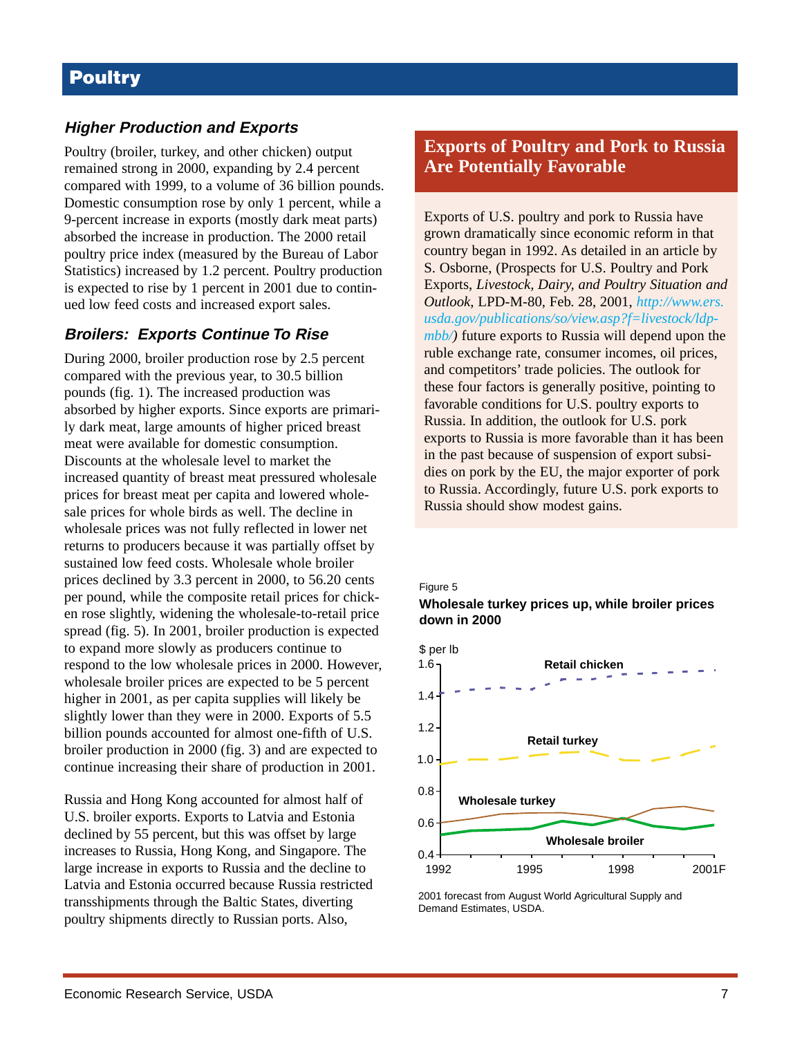# Poultry

## Higher Production and Exports

Poultry (broiler, turkey, and other chicken) output remained strong in 2000, expanding by 2.4 percent compared with 1999, to a volume of 36 billion pounds. Domestic consumption rose by only 1 percent, while a 9-percent increase in exports (mostly dark meat parts) absorbed the increase in production. The 2000 retail poultry price index (measured by the Bureau of Labor Statistics) increased by 1.2 percent. Poultry production is expected to rise by 1 percent in 2001 due to continued low feed costs and increased export sales.

## Broilers: Exports Continue To Rise

During 2000, broiler production rose by 2.5 percent compared with the previous year, to 30.5 billion pounds (fig. 1). The increased production was absorbed by higher exports. Since exports are primarily dark meat, large amounts of higher priced breast meat were available for domestic consumption. Discounts at the wholesale level to market the increased quantity of breast meat pressured wholesale prices for breast meat per capita and lowered wholesale prices for whole birds as well. The decline in wholesale prices was not fully reflected in lower net returns to producers because it was partially offset by sustained low feed costs. Wholesale whole broiler prices declined by 3.3 percent in 2000, to 56.20 cents per pound, while the composite retail prices for chicken rose slightly, widening the wholesale-to-retail price spread (fig. 5). In 2001, broiler production is expected to expand more slowly as producers continue to respond to the low wholesale prices in 2000. However, wholesale broiler prices are expected to be 5 percent higher in 2001, as per capita supplies will likely be slightly lower than they were in 2000. Exports of 5.5 billion pounds accounted for almost one-fifth of U.S. broiler production in 2000 (fig. 3) and are expected to continue increasing their share of production in 2001.

Russia and Hong Kong accounted for almost half of U.S. broiler exports. Exports to Latvia and Estonia declined by 55 percent, but this was offset by large increases to Russia, Hong Kong, and Singapore. The large increase in exports to Russia and the decline to Latvia and Estonia occurred because Russia restricted transshipments through the Baltic States, diverting poultry shipments directly to Russian ports. Also,

## Exports of Poultry and Pork to Russia Are Potentially Favorable

Exports of U.S. poultry and pork to Russia have grown dramatically since economic reform in that country began in 1992. As detailed in an article by S. Osborne, (Prospects for U.S. Poultry and Pork Exports, *Livestock, Dairy, and Poultry Situation and Outlook*, LPD-M-80, Feb. 28, 2001, http://www.ers.usda.gov/publications/so/view.asp?f=livestock/ldp-mbb/) future exports to Russia will depend upon the ruble exchange rate, consumer incomes, oil prices, and competitors' trade policies. The outlook for these four factors is generally positive, pointing to favorable conditions for U.S. poultry exports to Russia. In addition, the outlook for U.S. pork exports to Russia is more favorable than it has been in the past because of suspension of export subsidies on pork by the EU, the major exporter of pork to Russia. Accordingly, future U.S. pork exports to Russia should show modest gains.

Figure 5

**Wholesale turkey prices up, while broiler prices down in 2000**

2001 forecast from August World Agricultural Supply and Demand Estimates, USDA.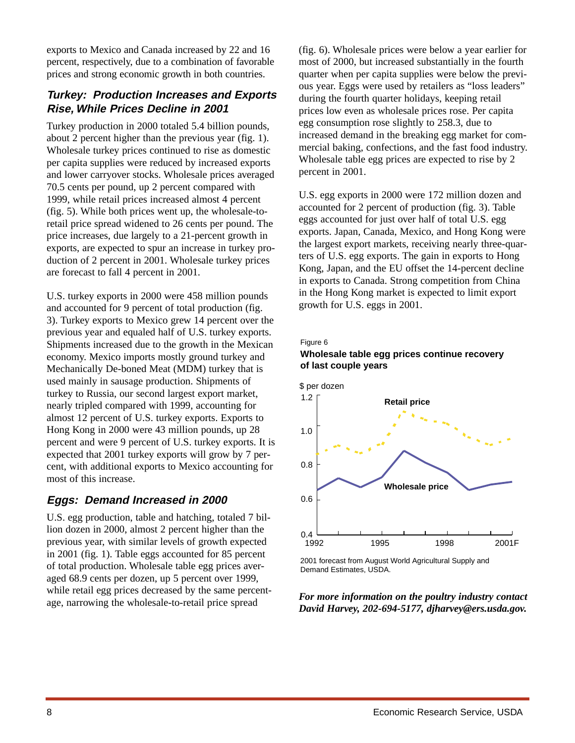exports to Mexico and Canada increased by 22 and 16 percent, respectively, due to a combination of favorable prices and strong economic growth in both countries.

### *Turkey: Production Increases and Exports Rise, While Prices Decline in 2001*

Turkey production in 2000 totaled 5.4 billion pounds, about 2 percent higher than the previous year (fig. 1). Wholesale turkey prices continued to rise as domestic per capita supplies were reduced by increased exports and lower carryover stocks. Wholesale prices averaged 70.5 cents per pound, up 2 percent compared with 1999, while retail prices increased almost 4 percent (fig. 5). While both prices went up, the wholesale-to-retail price spread widened to 26 cents per pound. The price increases, due largely to a 21-percent growth in exports, are expected to spur an increase in turkey production of 2 percent in 2001. Wholesale turkey prices are forecast to fall 4 percent in 2001.

U.S. turkey exports in 2000 were 458 million pounds and accounted for 9 percent of total production (fig. 3). Turkey exports to Mexico grew 14 percent over the previous year and equaled half of U.S. turkey exports. Shipments increased due to the growth in the Mexican economy. Mexico imports mostly ground turkey and Mechanically De-boned Meat (MDM) turkey that is used mainly in sausage production. Shipments of turkey to Russia, our second largest export market, nearly tripled compared with 1999, accounting for almost 12 percent of U.S. turkey exports. Exports to Hong Kong in 2000 were 43 million pounds, up 28 percent and were 9 percent of U.S. turkey exports. It is expected that 2001 turkey exports will grow by 7 percent, with additional exports to Mexico accounting for most of this increase.

### *Eggs: Demand Increased in 2000*

U.S. egg production, table and hatching, totaled 7 billion dozen in 2000, almost 2 percent higher than the previous year, with similar levels of growth expected in 2001 (fig. 1). Table eggs accounted for 85 percent of total production. Wholesale table egg prices averaged 68.9 cents per dozen, up 5 percent over 1999, while retail egg prices decreased by the same percentage, narrowing the wholesale-to-retail price spread (fig. 6). Wholesale prices were below a year earlier for most of 2000, but increased substantially in the fourth quarter when per capita supplies were below the previous year. Eggs were used by retailers as "loss leaders" during the fourth quarter holidays, keeping retail prices low even as wholesale prices rose. Per capita egg consumption rose slightly to 258.3, due to increased demand in the breaking egg market for commercial baking, confections, and the fast food industry. Wholesale table egg prices are expected to rise by 2 percent in 2001.

U.S. egg exports in 2000 were 172 million dozen and accounted for 2 percent of production (fig. 3). Table eggs accounted for just over half of total U.S. egg exports. Japan, Canada, Mexico, and Hong Kong were the largest export markets, receiving nearly three-quarters of U.S. egg exports. The gain in exports to Hong Kong, Japan, and the EU offset the 14-percent decline in exports to Canada. Strong competition from China in the Hong Kong market is expected to limit export growth for U.S. eggs in 2001.

Figure 6

**Wholesale table egg prices continue recovery of last couple years**

2001 forecast from August World Agricultural Supply and Demand Estimates, USDA.

***For more information on the poultry industry contact David Harvey, 202-694-5177, djharvey@ers.usda.gov.***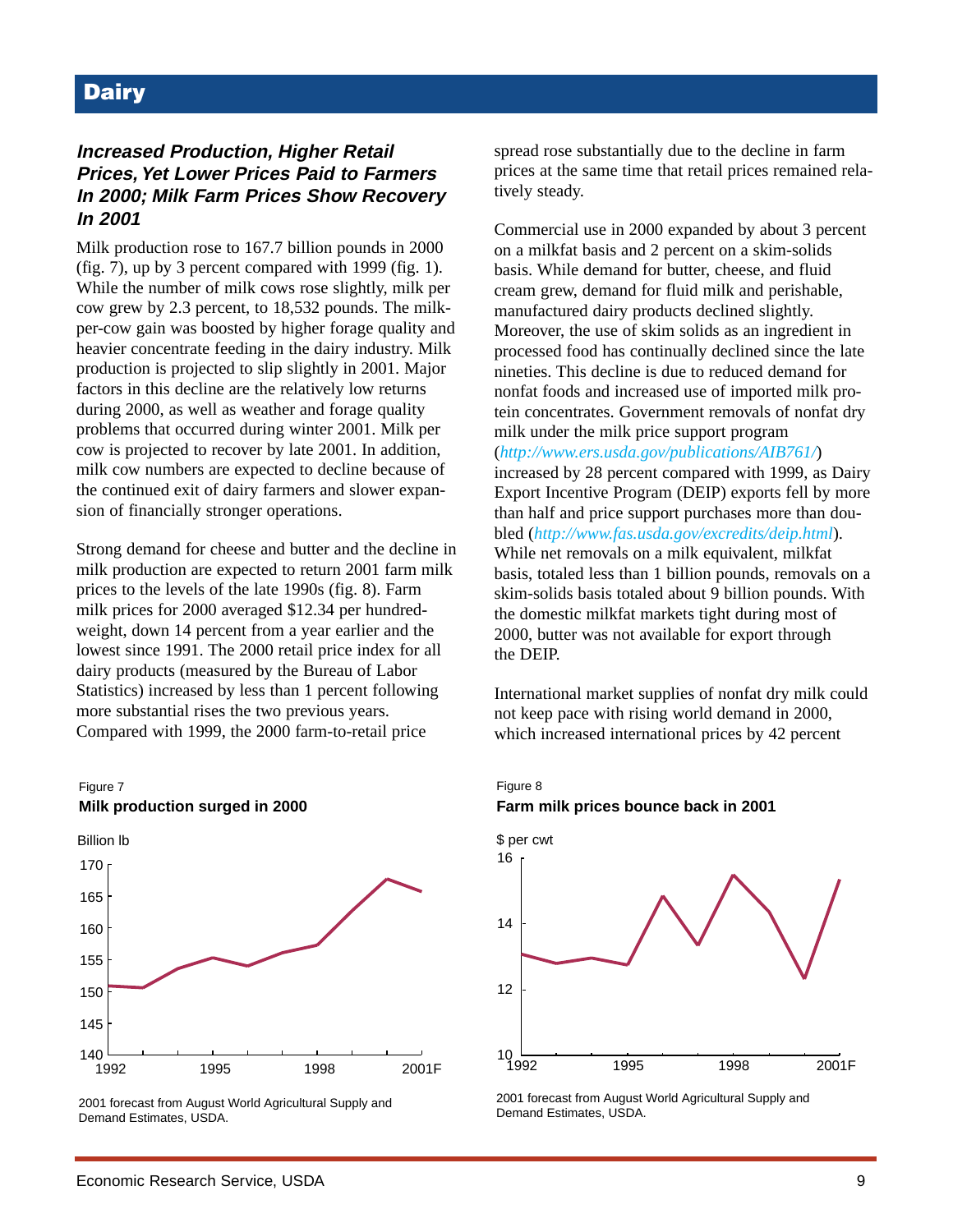# Dairy

### *Increased Production, Higher Retail Prices, Yet Lower Prices Paid to Farmers In 2000; Milk Farm Prices Show Recovery In 2001*

Milk production rose to 167.7 billion pounds in 2000 (fig. 7), up by 3 percent compared with 1999 (fig. 1). While the number of milk cows rose slightly, milk per cow grew by 2.3 percent, to 18,532 pounds. The milk-per-cow gain was boosted by higher forage quality and heavier concentrate feeding in the dairy industry. Milk production is projected to slip slightly in 2001. Major factors in this decline are the relatively low returns during 2000, as well as weather and forage quality problems that occurred during winter 2001. Milk per cow is projected to recover by late 2001. In addition, milk cow numbers are expected to decline because of the continued exit of dairy farmers and slower expansion of financially stronger operations.

Strong demand for cheese and butter and the decline in milk production are expected to return 2001 farm milk prices to the levels of the late 1990s (fig. 8). Farm milk prices for 2000 averaged $12.34 per hundredweight, down 14 percent from a year earlier and the lowest since 1991. The 2000 retail price index for all dairy products (measured by the Bureau of Labor Statistics) increased by less than 1 percent following more substantial rises the two previous years. Compared with 1999, the 2000 farm-to-retail price spread rose substantially due to the decline in farm prices at the same time that retail prices remained relatively steady.

Commercial use in 2000 expanded by about 3 percent on a milkfat basis and 2 percent on a skim-solids basis. While demand for butter, cheese, and fluid cream grew, demand for fluid milk and perishable, manufactured dairy products declined slightly. Moreover, the use of skim solids as an ingredient in processed food has continually declined since the late nineties. This decline is due to reduced demand for nonfat foods and increased use of imported milk protein concentrates. Government removals of nonfat dry milk under the milk price support program (*http://www.ers.usda.gov/publications/AIB761/*) increased by 28 percent compared with 1999, as Dairy Export Incentive Program (DEIP) exports fell by more than half and price support purchases more than doubled (*http://www.fas.usda.gov/excredits/deip.html*). While net removals on a milk equivalent, milkfat basis, totaled less than 1 billion pounds, removals on a skim-solids basis totaled about 9 billion pounds. With the domestic milkfat markets tight during most of 2000, butter was not available for export through the DEIP.

International market supplies of nonfat dry milk could not keep pace with rising world demand in 2000, which increased international prices by 42 percent

Figure 7
**Milk production surged in 2000**

2001 forecast from August World Agricultural Supply and Demand Estimates, USDA.

Figure 8
**Farm milk prices bounce back in 2001**

2001 forecast from August World Agricultural Supply and Demand Estimates, USDA.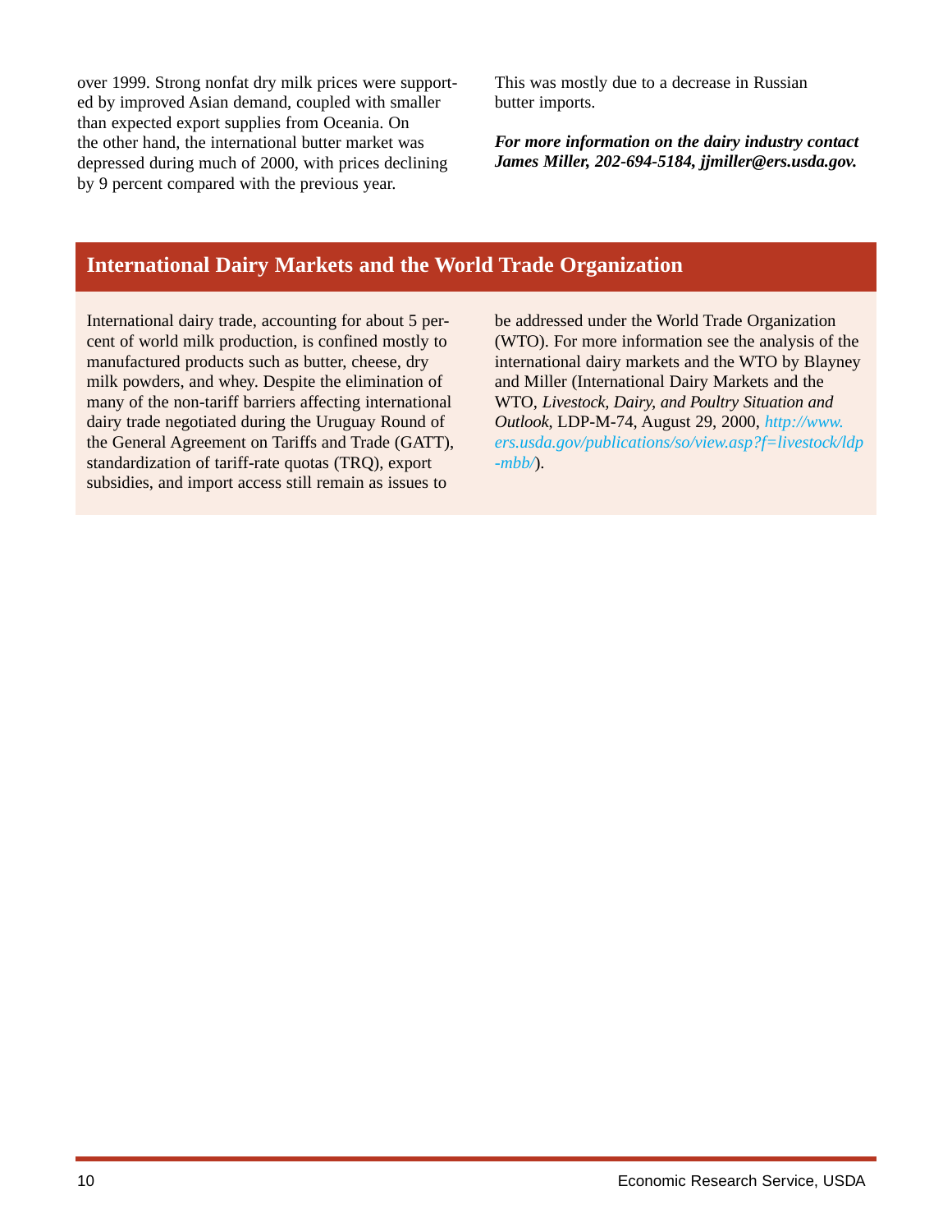over 1999. Strong nonfat dry milk prices were supported by improved Asian demand, coupled with smaller than expected export supplies from Oceania. On the other hand, the international butter market was depressed during much of 2000, with prices declining by 9 percent compared with the previous year. This was mostly due to a decrease in Russian butter imports.

***For more information on the dairy industry contact James Miller, 202-694-5184, jjmiller@ers.usda.gov.***

## International Dairy Markets and the World Trade Organization

International dairy trade, accounting for about 5 percent of world milk production, is confined mostly to manufactured products such as butter, cheese, dry milk powders, and whey. Despite the elimination of many of the non-tariff barriers affecting international dairy trade negotiated during the Uruguay Round of the General Agreement on Tariffs and Trade (GATT), standardization of tariff-rate quotas (TRQ), export subsidies, and import access still remain as issues to be addressed under the World Trade Organization (WTO). For more information see the analysis of the international dairy markets and the WTO by Blayney and Miller (International Dairy Markets and the WTO, *Livestock, Dairy, and Poultry Situation and Outlook*, LDP-M-74, August 29, 2000, *http://www.ers.usda.gov/publications/so/view.asp?f=livestock/ldp-mbb/*).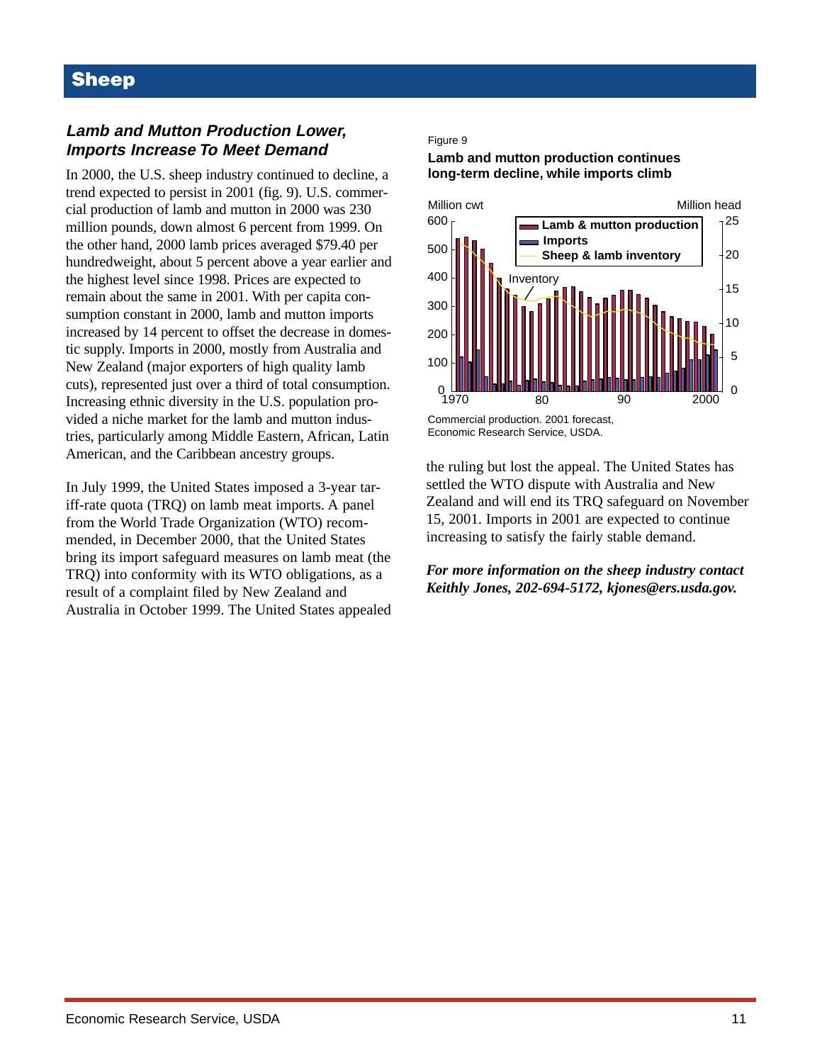# Sheep

## *Lamb and Mutton Production Lower, Imports Increase To Meet Demand*

In 2000, the U.S. sheep industry continued to decline, a trend expected to persist in 2001 (fig. 9). U.S. commercial production of lamb and mutton in 2000 was 230 million pounds, down almost 6 percent from 1999. On the other hand, 2000 lamb prices averaged $79.40 per hundredweight, about 5 percent above a year earlier and the highest level since 1998. Prices are expected to remain about the same in 2001. With per capita consumption constant in 2000, lamb and mutton imports increased by 14 percent to offset the decrease in domestic supply. Imports in 2000, mostly from Australia and New Zealand (major exporters of high quality lamb cuts), represented just over a third of total consumption. Increasing ethnic diversity in the U.S. population provided a niche market for the lamb and mutton industries, particularly among Middle Eastern, African, Latin American, and the Caribbean ancestry groups.

In July 1999, the United States imposed a 3-year tariff-rate quota (TRQ) on lamb meat imports. A panel from the World Trade Organization (WTO) recommended, in December 2000, that the United States bring its import safeguard measures on lamb meat (the TRQ) into conformity with its WTO obligations, as a result of a complaint filed by New Zealand and Australia in October 1999. The United States appealed the ruling but lost the appeal. The United States has settled the WTO dispute with Australia and New Zealand and will end its TRQ safeguard on November 15, 2001. Imports in 2001 are expected to continue increasing to satisfy the fairly stable demand.

Figure 9

**Lamb and mutton production continues long-term decline, while imports climb**

Million cwt

Million head

Lamb & mutton production

Imports

Sheep & lamb inventory

Inventory

600
500
400
300
200
100
0

25
20
15
10
5
0

1970 80 90 2000

Commercial production. 2001 forecast,
Economic Research Service, USDA.

***For more information on the sheep industry contact Keithly Jones, 202-694-5172, kjones@ers.usda.gov.***